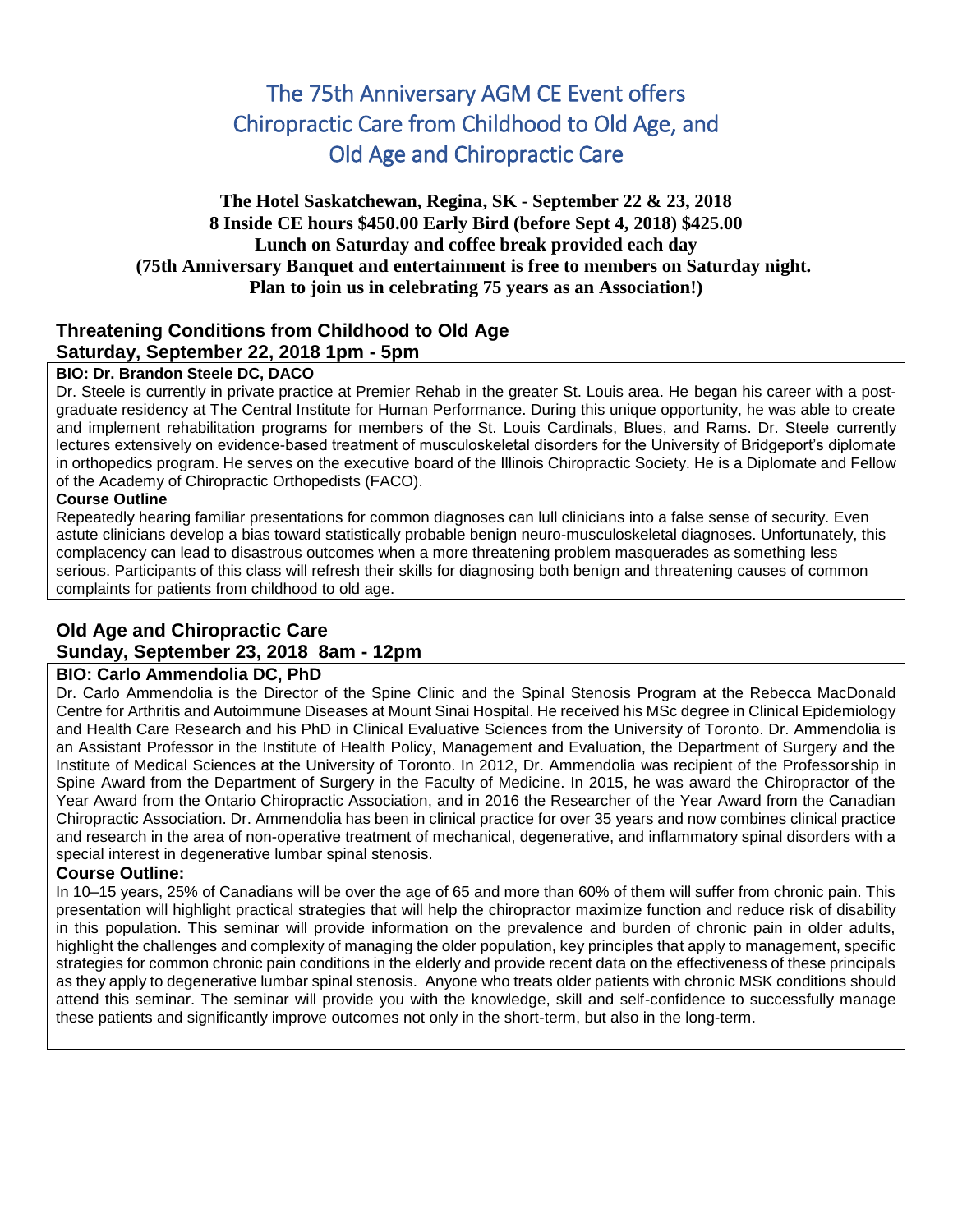# The 75th Anniversary AGM CE Event offers Chiropractic Care from Childhood to Old Age, and Old Age and Chiropractic Care

**The Hotel Saskatchewan, Regina, SK - September 22 & 23, 2018**
**8 Inside CE hours $450.00 Early Bird (before Sept 4, 2018) $425.00**
**Lunch on Saturday and coffee break provided each day**
**(75th Anniversary Banquet and entertainment is free to members on Saturday night.**
**Plan to join us in celebrating 75 years as an Association!)**

## Threatening Conditions from Childhood to Old Age
## Saturday, September 22, 2018 1pm - 5pm

**BIO: Dr. Brandon Steele DC, DACO**

Dr. Steele is currently in private practice at Premier Rehab in the greater St. Louis area. He began his career with a post-graduate residency at The Central Institute for Human Performance. During this unique opportunity, he was able to create and implement rehabilitation programs for members of the St. Louis Cardinals, Blues, and Rams. Dr. Steele currently lectures extensively on evidence-based treatment of musculoskeletal disorders for the University of Bridgeport's diplomate in orthopedics program. He serves on the executive board of the Illinois Chiropractic Society. He is a Diplomate and Fellow of the Academy of Chiropractic Orthopedists (FACO).

**Course Outline**

Repeatedly hearing familiar presentations for common diagnoses can lull clinicians into a false sense of security. Even astute clinicians develop a bias toward statistically probable benign neuro-musculoskeletal diagnoses. Unfortunately, this complacency can lead to disastrous outcomes when a more threatening problem masquerades as something less serious. Participants of this class will refresh their skills for diagnosing both benign and threatening causes of common complaints for patients from childhood to old age.

## Old Age and Chiropractic Care
## Sunday, September 23, 2018 8am - 12pm

**BIO: Carlo Ammendolia DC, PhD**

Dr. Carlo Ammendolia is the Director of the Spine Clinic and the Spinal Stenosis Program at the Rebecca MacDonald Centre for Arthritis and Autoimmune Diseases at Mount Sinai Hospital. He received his MSc degree in Clinical Epidemiology and Health Care Research and his PhD in Clinical Evaluative Sciences from the University of Toronto. Dr. Ammendolia is an Assistant Professor in the Institute of Health Policy, Management and Evaluation, the Department of Surgery and the Institute of Medical Sciences at the University of Toronto. In 2012, Dr. Ammendolia was recipient of the Professorship in Spine Award from the Department of Surgery in the Faculty of Medicine. In 2015, he was award the Chiropractor of the Year Award from the Ontario Chiropractic Association, and in 2016 the Researcher of the Year Award from the Canadian Chiropractic Association. Dr. Ammendolia has been in clinical practice for over 35 years and now combines clinical practice and research in the area of non-operative treatment of mechanical, degenerative, and inflammatory spinal disorders with a special interest in degenerative lumbar spinal stenosis.

**Course Outline:**

In 10–15 years, 25% of Canadians will be over the age of 65 and more than 60% of them will suffer from chronic pain. This presentation will highlight practical strategies that will help the chiropractor maximize function and reduce risk of disability in this population. This seminar will provide information on the prevalence and burden of chronic pain in older adults, highlight the challenges and complexity of managing the older population, key principles that apply to management, specific strategies for common chronic pain conditions in the elderly and provide recent data on the effectiveness of these principals as they apply to degenerative lumbar spinal stenosis. Anyone who treats older patients with chronic MSK conditions should attend this seminar. The seminar will provide you with the knowledge, skill and self-confidence to successfully manage these patients and significantly improve outcomes not only in the short-term, but also in the long-term.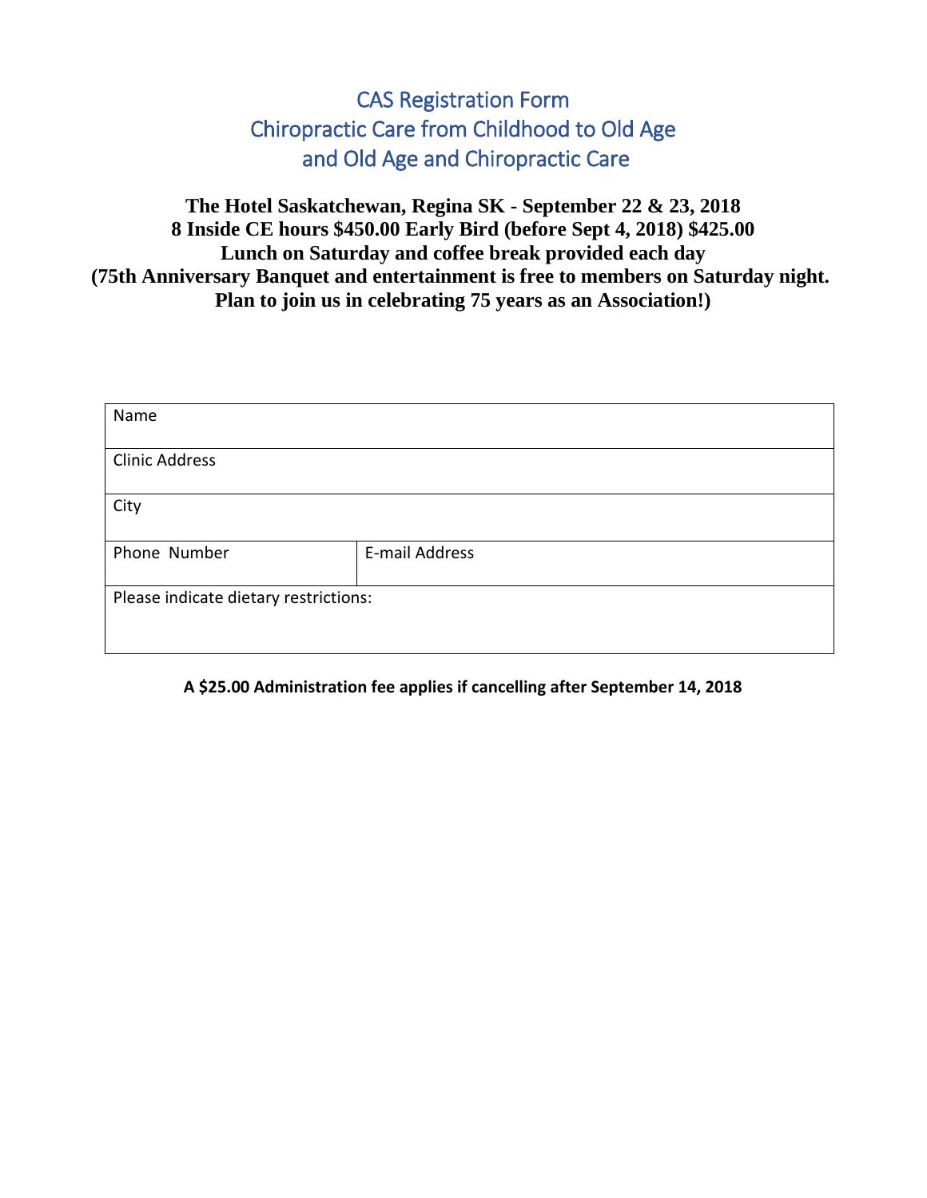# CAS Registration Form
# Chiropractic Care from Childhood to Old Age
# and Old Age and Chiropractic Care

**The Hotel Saskatchewan, Regina SK - September 22 & 23, 2018**
**8 Inside CE hours $450.00 Early Bird (before Sept 4, 2018) $425.00**
**Lunch on Saturday and coffee break provided each day**
**(75th Anniversary Banquet and entertainment is free to members on Saturday night. Plan to join us in celebrating 75 years as an Association!)**

| Name | |
|---|---|
| Clinic Address | |
| City | |
| Phone Number | E-mail Address |
| Please indicate dietary restrictions: | |

**A $25.00 Administration fee applies if cancelling after September 14, 2018**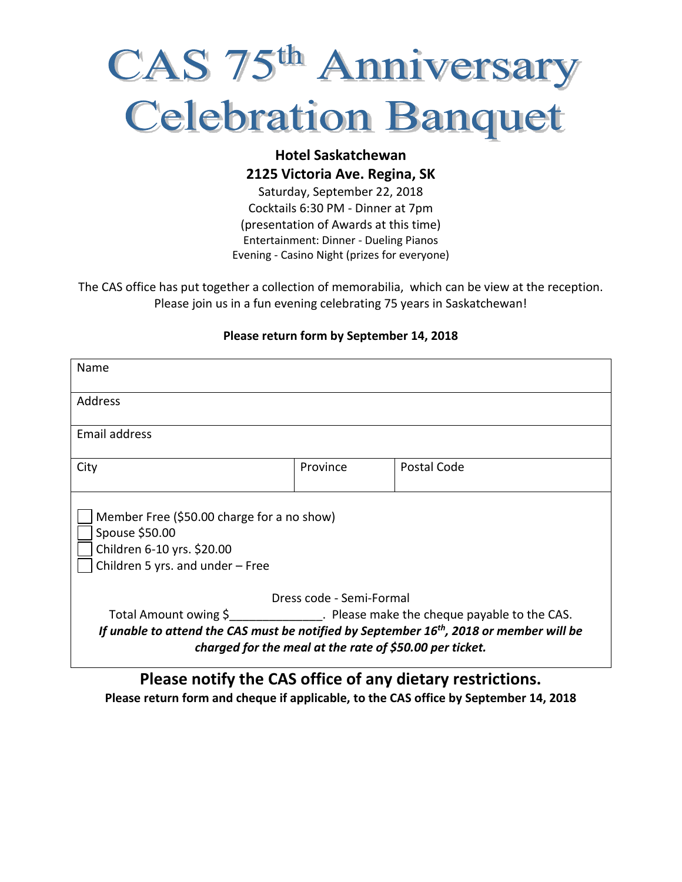# CAS 75th Anniversary Celebration Banquet

**Hotel Saskatchewan**
**2125 Victoria Ave. Regina, SK**

Saturday, September 22, 2018
Cocktails 6:30 PM - Dinner at 7pm
(presentation of Awards at this time)
Entertainment: Dinner - Dueling Pianos
Evening - Casino Night (prizes for everyone)

The CAS office has put together a collection of memorabilia, which can be view at the reception.
Please join us in a fun evening celebrating 75 years in Saskatchewan!

**Please return form by September 14, 2018**

| Name | | |
|---|---|---|
| Address | | |
| Email address | | |
| City | Province | Postal Code |

☐ Member Free ($50.00 charge for a no show)
☐ Spouse $50.00
☐ Children 6-10 yrs. $20.00
☐ Children 5 yrs. and under – Free

Dress code - Semi-Formal

Total Amount owing $______________. Please make the cheque payable to the CAS.

***If unable to attend the CAS must be notified by September 16th, 2018 or member will be charged for the meal at the rate of $50.00 per ticket.***

## Please notify the CAS office of any dietary restrictions.

**Please return form and cheque if applicable, to the CAS office by September 14, 2018**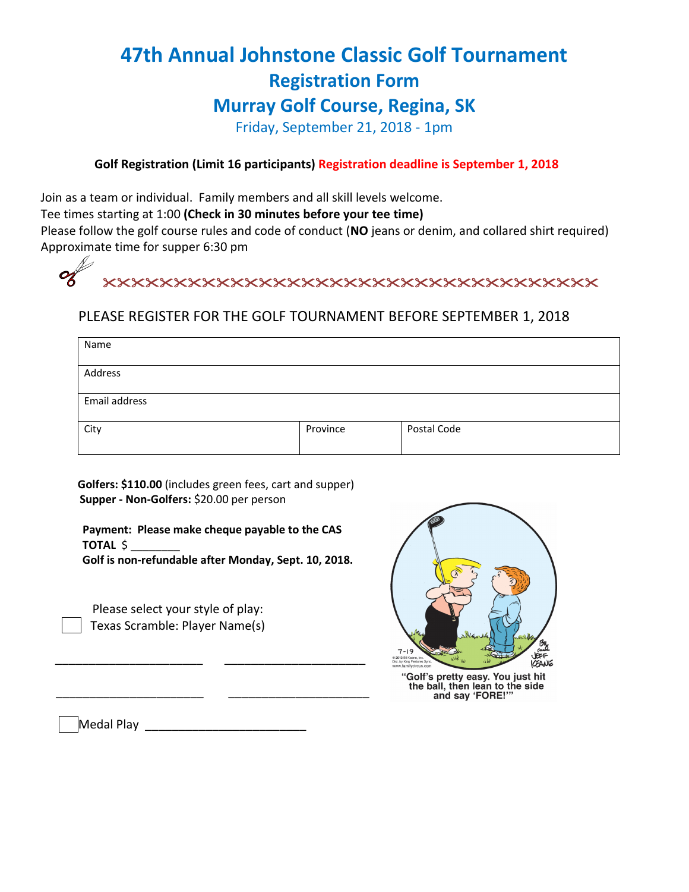# 47th Annual Johnstone Classic Golf Tournament

## Registration Form

## Murray Golf Course, Regina, SK

Friday, September 21, 2018 - 1pm

**Golf Registration (Limit 16 participants)** **Registration deadline is September 1, 2018**

Join as a team or individual. Family members and all skill levels welcome.
Tee times starting at 1:00 **(Check in 30 minutes before your tee time)**
Please follow the golf course rules and code of conduct (**NO** jeans or denim, and collared shirt required)
Approximate time for supper 6:30 pm

PLEASE REGISTER FOR THE GOLF TOURNAMENT BEFORE SEPTEMBER 1, 2018

| Name | | |
|---|---|---|
| Address | | |
| Email address | | |
| City | Province | Postal Code |

**Golfers: $110.00** (includes green fees, cart and supper)
**Supper - Non-Golfers:** $20.00 per person

**Payment: Please make cheque payable to the CAS**
**TOTAL** $ ________
**Golf is non-refundable after Monday, Sept. 10, 2018.**

Please select your style of play:

☐ Texas Scramble: Player Name(s)

_______________________ _______________________

_______________________ _______________________

☐ Medal Play _________________________

"Golf's pretty easy. You just hit the ball, then lean to the side and say 'FORE!'"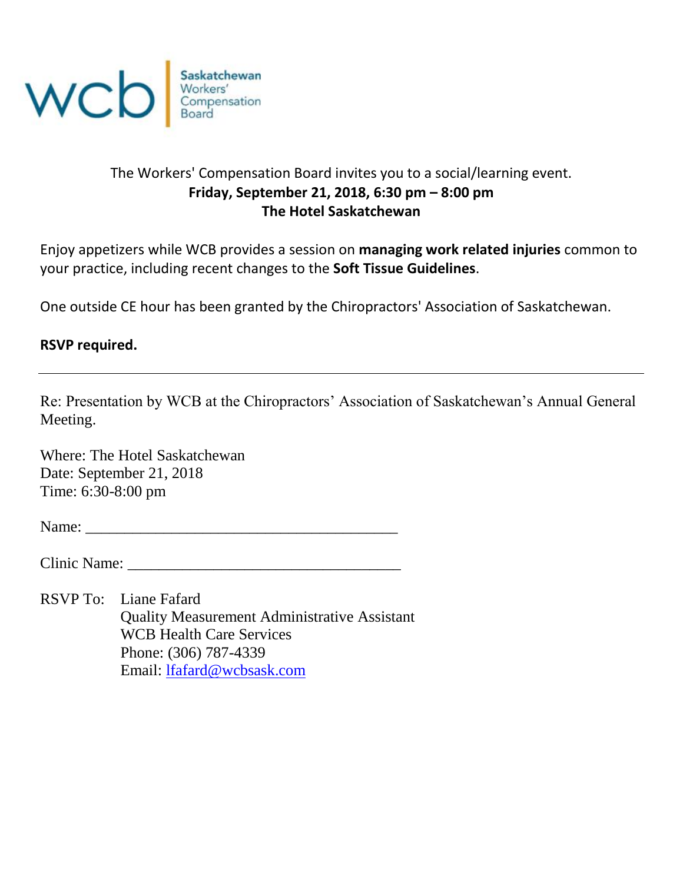wcb | Saskatchewan Workers' Compensation Board

The Workers' Compensation Board invites you to a social/learning event.
**Friday, September 21, 2018, 6:30 pm – 8:00 pm**
**The Hotel Saskatchewan**

Enjoy appetizers while WCB provides a session on **managing work related injuries** common to your practice, including recent changes to the **Soft Tissue Guidelines**.

One outside CE hour has been granted by the Chiropractors' Association of Saskatchewan.

**RSVP required.**

---

Re: Presentation by WCB at the Chiropractors' Association of Saskatchewan's Annual General Meeting.

Where: The Hotel Saskatchewan
Date: September 21, 2018
Time: 6:30-8:00 pm

Name: ________________________________________

Clinic Name: ___________________________________

RSVP To: Liane Fafard
Quality Measurement Administrative Assistant
WCB Health Care Services
Phone: (306) 787-4339
Email: lfafard@wcbsask.com